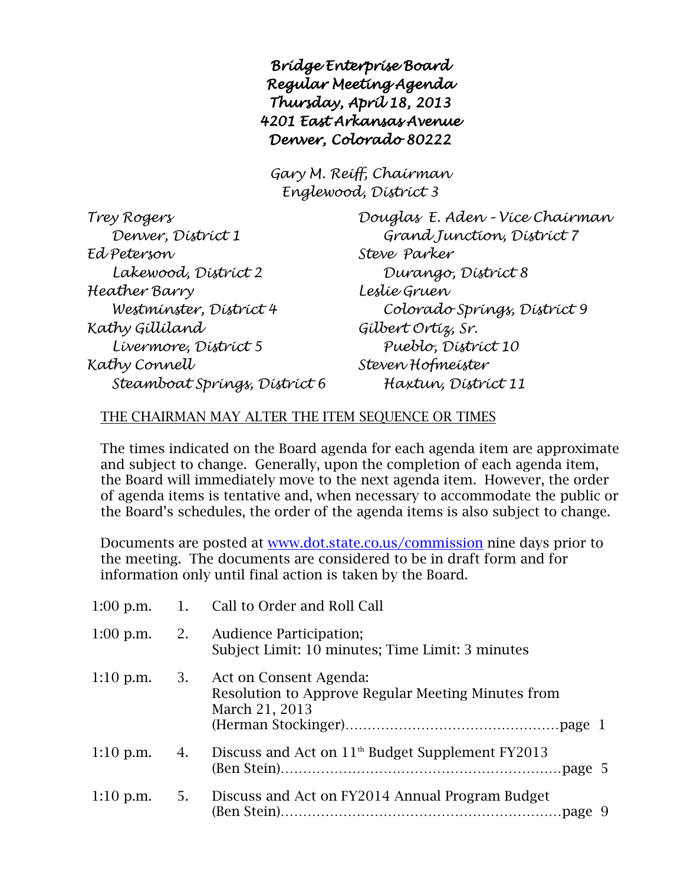# Bridge Enterprise Board
## Regular Meeting Agenda
## Thursday, April 18, 2013
## 4201 East Arkansas Avenue
## Denver, Colorado 80222

*Gary M. Reiff, Chairman*
*Englewood, District 3*

| | |
|---|---|
| *Trey Rogers*<br>*Denver, District 1* | *Douglas E. Aden – Vice Chairman*<br>*Grand Junction, District 7* |
| *Ed Peterson*<br>*Lakewood, District 2* | *Steve Parker*<br>*Durango, District 8* |
| *Heather Barry*<br>*Westminster, District 4* | *Leslie Gruen*<br>*Colorado Springs, District 9* |
| *Kathy Gilliland*<br>*Livermore, District 5* | *Gilbert Ortiz, Sr.*<br>*Pueblo, District 10* |
| *Kathy Connell*<br>*Steamboat Springs, District 6* | *Steven Hofmeister*<br>*Haxtun, District 11* |

THE CHAIRMAN MAY ALTER THE ITEM SEQUENCE OR TIMES

The times indicated on the Board agenda for each agenda item are approximate and subject to change. Generally, upon the completion of each agenda item, the Board will immediately move to the next agenda item. However, the order of agenda items is tentative and, when necessary to accommodate the public or the Board's schedules, the order of the agenda items is also subject to change.

Documents are posted at www.dot.state.co.us/commission nine days prior to the meeting. The documents are considered to be in draft form and for information only until final action is taken by the Board.

| Time | No. | Item |
|---|---|---|
| 1:00 p.m. | 1. | Call to Order and Roll Call |
| 1:00 p.m. | 2. | Audience Participation;<br>Subject Limit: 10 minutes; Time Limit: 3 minutes |
| 1:10 p.m. | 3. | Act on Consent Agenda:<br>Resolution to Approve Regular Meeting Minutes from March 21, 2013<br>(Herman Stockinger)……………………………………page 1 |
| 1:10 p.m. | 4. | Discuss and Act on 11th Budget Supplement FY2013<br>(Ben Stein)……………………………………………page 5 |
| 1:10 p.m. | 5. | Discuss and Act on FY2014 Annual Program Budget<br>(Ben Stein)……………………………………………page 9 |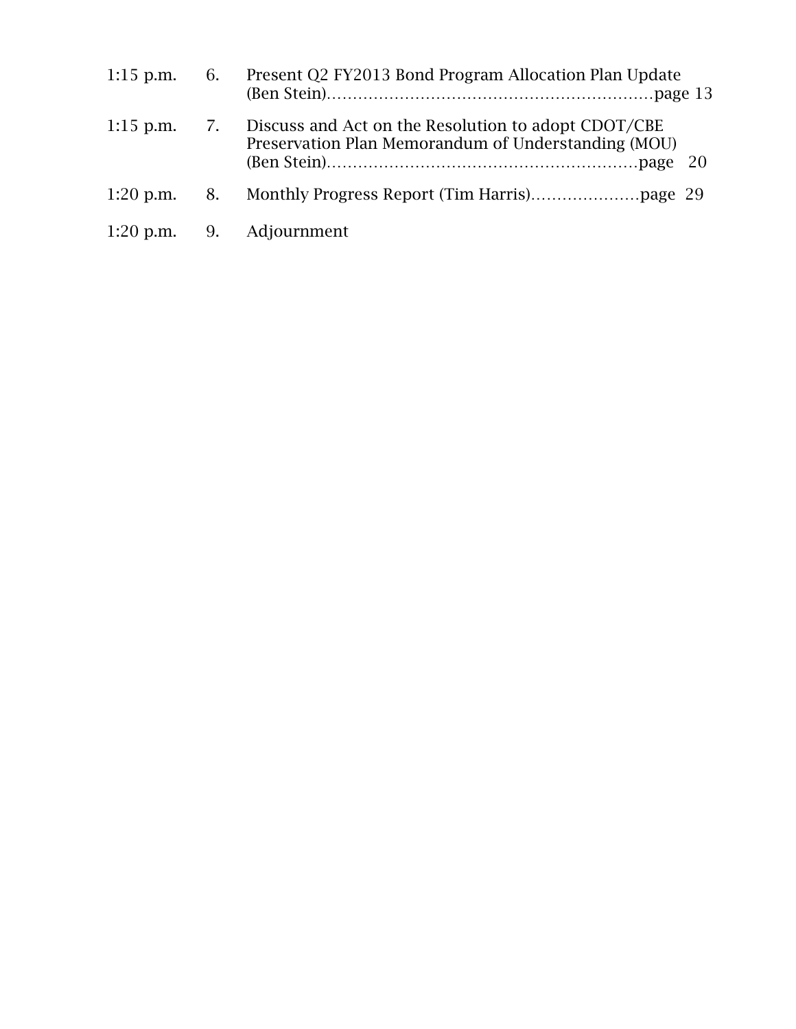| | | |
|---|---|---|
| 1:15 p.m. | 6. | Present Q2 FY2013 Bond Program Allocation Plan Update (Ben Stein)……………………………………………………page 13 |
| 1:15 p.m. | 7. | Discuss and Act on the Resolution to adopt CDOT/CBE Preservation Plan Memorandum of Understanding (MOU) (Ben Stein)…………………………………………………page 20 |
| 1:20 p.m. | 8. | Monthly Progress Report (Tim Harris)…………………page 29 |
| 1:20 p.m. | 9. | Adjournment |